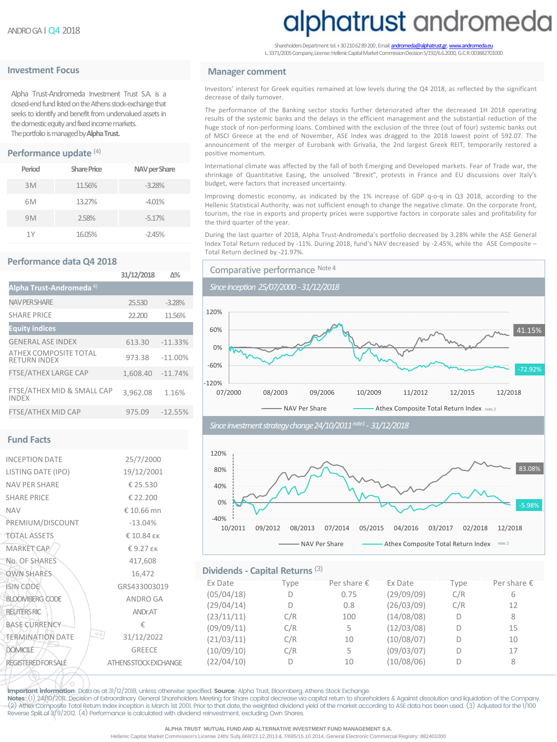# alphatrust andromeda

ANDRO GA | Q4 2018

Shareholders Department: tel. +30 210 62 89 200, Email: andromeda@alphatrust.gr, www.andromeda.eu
L. 3371/2005 Company, License: Hellenic Capital Market Commission Decision 5/192/6.6.2000, G.C.R: 003882701000

## Investment Focus

Alpha Trust-Andromeda Investment Trust S.A. is a closed-end fund listed on the Athens stock-exchange that seeks to identify and benefit from undervalued assets in the domestic equity and fixed income markets.
The portfolio is managed by **Alpha Trust.**

## Performance update (4)

| Period | Share Price | NAV per Share |
|---|---|---|
| 3M | 11.56% | -3.28% |
| 6M | 13.27% | -4.01% |
| 9M | 2.58% | -5.17% |
| 1Y | 16.05% | -2.45% |

## Performance data Q4 2018

| | 31/12/2018 | Δ% |
|---|---|---|
| **Alpha Trust-Andromeda (4)** | | |
| NAV PER SHARE | 25.530 | -3.28% |
| SHARE PRICE | 22.200 | 11.56% |
| **Equity indices** | | |
| GENERAL ASE INDEX | 613.30 | -11.33% |
| ATHEX COMPOSITE TOTAL RETURN INDEX | 973.38 | -11.00% |
| FTSE/ATHEX LARGE CAP | 1,608.40 | -11.74% |
| FTSE/ATHEX MID & SMALL CAP INDEX | 3,962.08 | 1.16% |
| FTSE/ATHEX MID CAP | 975.09 | -12.55% |

## Fund Facts

| | |
|---|---|
| INCEPTION DATE | 25/7/2000 |
| LISTING DATE (IPO) | 19/12/2001 |
| NAV PER SHARE | € 25.530 |
| SHARE PRICE | € 22.200 |
| NAV | € 10.66 mn |
| PREMIUM/DISCOUNT | -13.04% |
| TOTAL ASSETS | € 10.84 εκ |
| MARKET CAP | € 9.27 εκ |
| No. OF SHARES | 417,608 |
| OWN SHARES | 16,472 |
| ISIN CODE | GRS433003019 |
| BLOOMBERG CODE | ANDRO GA |
| REUTERS RIC | ANDr.AT |
| BASE CURRENCY | € |
| TERMINATION DATE | 31/12/2022 |
| DOMICILE | GREECE |
| REGISTERED FOR SALE | ATHENS STOCK EXCHANGE |

## Manager comment

Investors' interest for Greek equities remained at low levels during the Q4 2018, as reflected by the significant decrease of daily turnover.

The performance of the Banking sector stocks further deteriorated after the decreased 1H 2018 operating results of the systemic banks and the delays in the efficient management and the substantial reduction of the huge stock of non-performing loans. Combined with the exclusion of the three (out of four) systemic banks out of MSCI Greece at the end of November, ASE Index was dragged to the 2018 lowest point of 592.07. The announcement of the merger of Eurobank with Grivalia, the 2nd largest Greek REIT, temporarily restored a positive momentum.

International climate was affected by the fall of both Emerging and Developed markets. Fear of Trade war, the shrinkage of Quantitative Easing, the unsolved "Brexit", protests in France and EU discussions over Italy's budget, were factors that increased uncertainty.

Improving domestic economy, as indicated by the 1% increase of GDP q-o-q in Q3 2018, according to the Hellenic Statistical Authority, was not sufficient enough to change the negative climate. On the corporate front, tourism, the rise in exports and property prices were supportive factors in corporate sales and profitability for the third quarter of the year.

During the last quarter of 2018, Alpha Trust-Andromeda's portfolio decreased by 3.28% while the ASE General Index Total Return reduced by -11%. During 2018, fund's NAV decreased by -2.45%, while the ASE Composite – Total Return declined by -21.97%.

## Comparative performance Note 4

*Since inception 25/07/2000 - 31/12/2018*

NAV Per Share: 41.15% — Athex Composite Total Return Index (note 2): -72.92%

*Since investment strategy change 24/10/2011 note1 - 31/12/2018*

NAV Per Share: 83.08% — Athex Composite Total Return Index (note 2): -5.98%

## Dividends - Capital Returns (3)

| Ex Date | Type | Per share € | Ex Date | Type | Per share € |
|---|---|---|---|---|---|
| (05/04/18) | D | 0.75 | (29/09/09) | C/R | 6 |
| (29/04/14) | D | 0.8 | (26/03/09) | C/R | 12 |
| (23/11/11) | C/R | 100 | (14/08/08) | D | 8 |
| (09/09/11) | C/R | 5 | (12/03/08) | D | 15 |
| (21/03/11) | C/R | 10 | (10/08/07) | D | 10 |
| (10/09/10) | C/R | 5 | (09/03/07) | D | 17 |
| (22/04/10) | D | 10 | (10/08/06) | D | 8 |

**Important information**: Data as at 31/12/2018, unless otherwise specified. **Source**: Alpha Trust, Bloomberg, Athens Stock Exchange.
**Notes**: (1) 24/10/2011: Decision of Extraordinary General Shareholders Meeting for Share capital decrease via capital return to shareholders & Against dissolution and liquidation of the Company. (2) Athex Composite Total Return Index inception is March 1st 2001. Prior to that date, the weighted dividend yield of the market according to ASE data has been used. (3) Adjusted for the 1/100 Reverse Split of 3/9/2012. (4) Performance is calculated with dividend reinvestment, excluding Own Shares.

ALPHA TRUST MUTUAL FUND AND ALTERNATIVE INVESTMENT FUND MANAGEMENT S.A.
Hellenic Capital Market Commission's License 24th/ Subj.669/23.12.2013 & 7/695/15.10.2014, General Electronic Commercial Registry: 882401000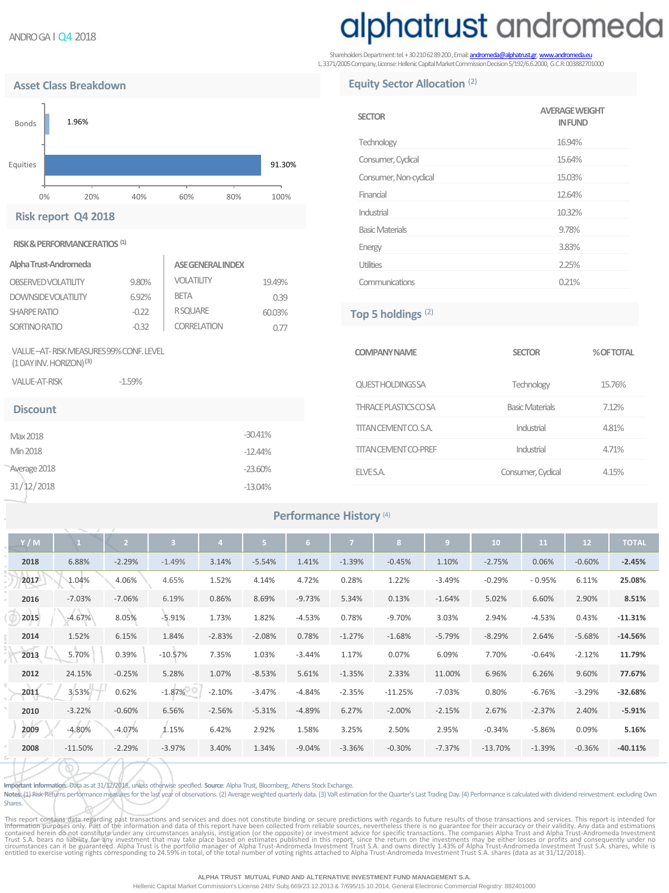ANDRO GA | Q4 2018

# alphatrust andromeda

Shareholders Department: tel. + 30 210 62 89 200 , Email: andromeda@alphatrust.gr, www.andromeda.eu
L. 3371/2005 Company, License: Hellenic Capital Market Commission Decision 5/192/6.6.2000, G.C.R: 003882701000

## Asset Class Breakdown

Bonds 1.96%

Equities 91.30%

0% 20% 40% 60% 80% 100%

## Risk report Q4 2018

RISK & PERFORMANCE RATIOS (1)

| Alpha Trust-Andromeda | | ASE GENERAL INDEX | |
|---|---|---|---|
| OBSERVED VOLATILITY | 9.80% | VOLATILITY | 19.49% |
| DOWNSIDE VOLATILITY | 6.92% | BETA | 0.39 |
| SHARPE RATIO | -0.22 | R SQUARE | 60.03% |
| SORTINO RATIO | -0.32 | CORRELATION | 0.77 |

VALUE – AT- RISK MEASURES 99% CONF. LEVEL (1 DAY INV. HORIZON) (3)

| | |
|---|---|
| VALUE-AT-RISK | -1.59% |

## Discount

| | |
|---|---|
| Max 2018 | -30.41% |
| Min 2018 | -12.44% |
| Average 2018 | -23.60% |
| 31/12/2018 | -13.04% |

## Equity Sector Allocation (2)

| SECTOR | AVERAGE WEIGHT IN FUND |
|---|---|
| Technology | 16.94% |
| Consumer, Cyclical | 15.64% |
| Consumer, Non-cyclical | 15.03% |
| Financial | 12.64% |
| Industrial | 10.32% |
| Basic Materials | 9.78% |
| Energy | 3.83% |
| Utilities | 2.25% |
| Communications | 0.21% |

## Top 5 holdings (2)

| COMPANY NAME | SECTOR | % OF TOTAL |
|---|---|---|
| QUEST HOLDINGS SA | Technology | 15.76% |
| THRACE PLASTICS CO SA | Basic Materials | 7.12% |
| TITAN CEMENT CO. S.A. | Industrial | 4.81% |
| TITAN CEMENT CO-PREF | Industrial | 4.71% |
| ELVE S.A. | Consumer, Cyclical | 4.15% |

## Performance History (4)

| Y / M | 1 | 2 | 3 | 4 | 5 | 6 | 7 | 8 | 9 | 10 | 11 | 12 | TOTAL |
|---|---|---|---|---|---|---|---|---|---|---|---|---|---|
| **2018** | 6.88% | -2.29% | -1.49% | 3.14% | -5.54% | 1.41% | -1.39% | -0.45% | 1.10% | -2.75% | 0.06% | -0.60% | **-2.45%** |
| **2017** | 1.04% | 4.06% | 4.65% | 1.52% | 4.14% | 4.72% | 0.28% | 1.22% | -3.49% | -0.29% | - 0.95% | 6.11% | **25.08%** |
| **2016** | -7.03% | -7.06% | 6.19% | 0.86% | 8.69% | -9.73% | 5.34% | 0.13% | -1.64% | 5.02% | 6.60% | 2.90% | **8.51%** |
| **2015** | -4.67% | 8.05% | -5.91% | 1.73% | 1.82% | -4.53% | 0.78% | -9.70% | 3.03% | 2.94% | -4.53% | 0.43% | **-11.31%** |
| **2014** | 1.52% | 6.15% | 1.84% | -2.83% | -2.08% | 0.78% | -1.27% | -1.68% | -5.79% | -8.29% | 2.64% | -5.68% | **-14.56%** |
| **2013** | 5.70% | 0.39% | -10.57% | 7.35% | 1.03% | -3.44% | 1.17% | 0.07% | 6.09% | 7.70% | -0.64% | -2.12% | **11.79%** |
| **2012** | 24.15% | -0.25% | 5.28% | 1.07% | -8.53% | 5.61% | -1.35% | 2.33% | 11.00% | 6.96% | 6.26% | 9.60% | **77.67%** |
| **2011** | 3.53% | 0.62% | -1.87% | -2.10% | -3.47% | -4.84% | -2.35% | -11.25% | -7.03% | 0.80% | -6.76% | -3.29% | **-32.68%** |
| **2010** | -3.22% | -0.60% | 6.56% | -2.56% | -5.31% | -4.89% | 6.27% | -2.00% | -2.15% | 2.67% | -2.37% | 2.40% | **-5.91%** |
| **2009** | -4.80% | -4.07% | 1.15% | 6.42% | 2.92% | 1.58% | 3.25% | 2.50% | 2.95% | -0.34% | -5.86% | 0.09% | **5.16%** |
| **2008** | -11.50% | -2.29% | -3.97% | 3.40% | 1.34% | -9.04% | -3.36% | -0.30% | -7.37% | -13.70% | -1.39% | -0.36% | **-40.11%** |

**Important information**: Data as at 31/12/2018, unless otherwise specified. **Source**: Alpha Trust, Bloomberg, Athens Stock Exchange.
**Notes**: (1) Risk-Returns performance measures for the last year of observations. (2) Average weighted quarterly data. (3) VaR estimation for the Quarter's Last Trading Day. (4) Performance is calculated with dividend reinvestment. excluding Own Shares.

This report contains data regarding past transactions and services and does not constitute binding or secure predictions with regards to future results of those transactions and services. This report is intended for information purposes only. Part of the information and data of this report have been collected from reliable sources, nevertheless there is no guarantee for their accuracy or their validity. Any data and estimations contained herein do not constitute under any circumstances analysis, instigation (or the opposite) or investment advice for specific transactions. The companies Alpha Trust and Alpha Trust-Andromeda Investment Trust S.A. bears no liability for any investment that may take place based on estimates published in this report, since the return on the investments may be either losses or profits and consequently under no circumstances can it be guaranteed. Alpha Trust is the portfolio manager of Alpha Trust-Andromeda Investment Trust S.A. and owns directly 1.43% of Alpha Trust-Andromeda Investment Trust S.A. shares, while is entitled to exercise voting rights corresponding to 24.59% in total, of the total number of voting rights attached to Alpha Trust-Andromeda Investment Trust S.A. shares (data as at 31/12/2018).

ALPHA TRUST MUTUAL FUND AND ALTERNATIVE INVESTMENT FUND MANAGEMENT S.A.
Hellenic Capital Market Commission's License 24th/ Subj.669/23.12.2013 & 7/695/15.10.2014, General Electronic Commercial Registry: 882401000